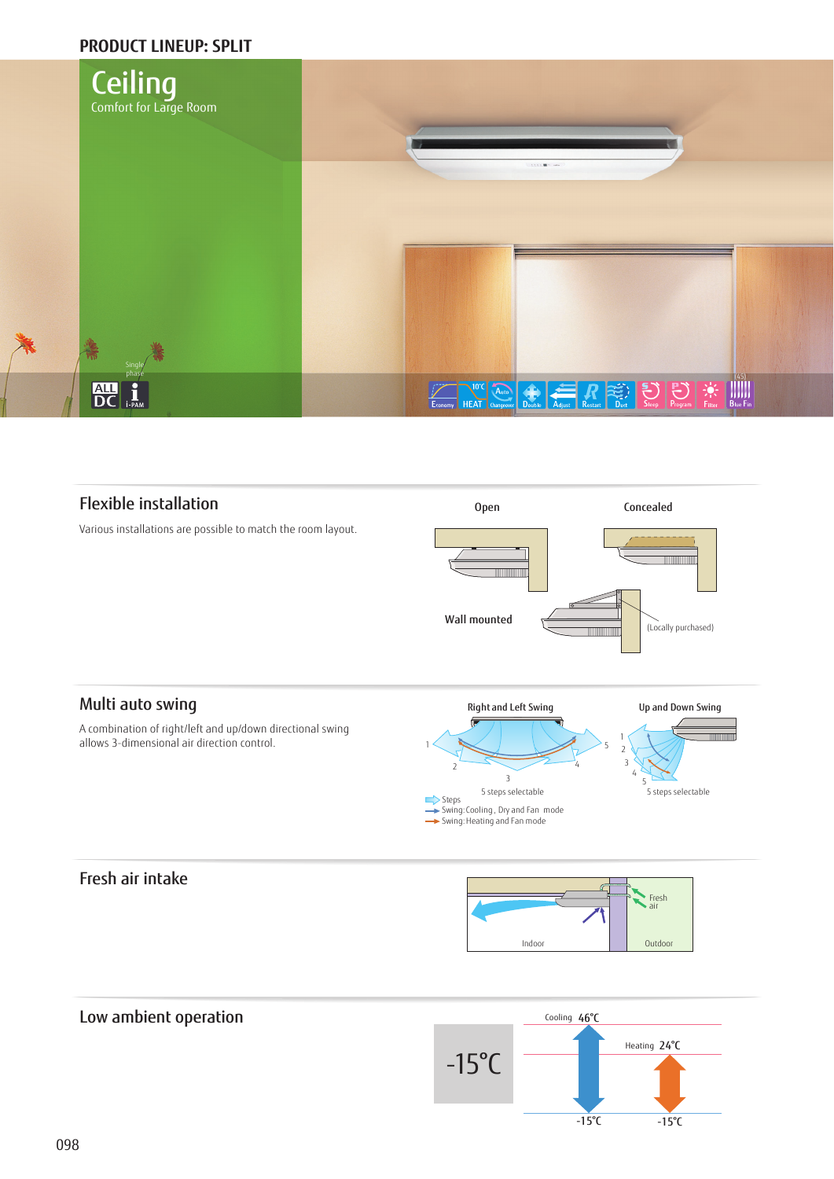## PRODUCT LINEUP: SPLIT

# Ceiling

Comfort for Large Room

Single phase

ALL DC | i-PAM

Economy | 10°C HEAT | Auto Changeover | Double | Adjust | Restart | Duct | Sleep | Program | Filter | Blue Fin

## Flexible installation

Various installations are possible to match the room layout.

Open

Concealed

Wall mounted

(Locally purchased)

## Multi auto swing

A combination of right/left and up/down directional swing allows 3-dimensional air direction control.

Right and Left Swing

1 2 3 4 5

5 steps selectable

Up and Down Swing

1 2 3 4 5

5 steps selectable

- Steps
- Swing: Cooling, Dry and Fan mode
- Swing: Heating and Fan mode

## Fresh air intake

Fresh air

Indoor

Outdoor

## Low ambient operation

-15°C

Cooling 46°C

Heating 24°C

-15°C

-15°C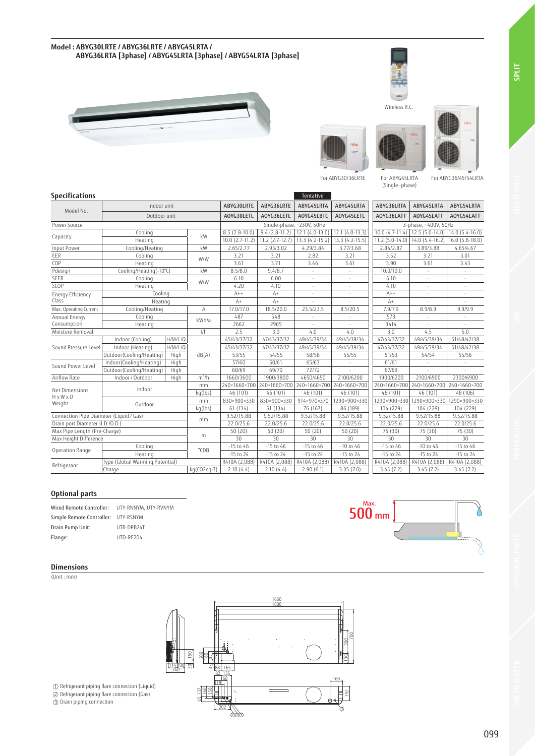## Model : ABYG30LRTE / ABYG36LRTE / ABYG45LRTA / ABYG36LRTA [3phase] / ABYG45LRTA [3phase] / ABYG54LRTA [3phase]

Wireless R.C.

For ABYG30/36LRTE

For ABYG45LRTA (Single -phase)

For ABYG36/45/54LRTA

### Specifications

| Model No. | | | | ABYG30LRTE | ABYG36LRTE | ABYG45LRTA (Tentative) | ABYG45LRTA | ABYG36LRTA | ABYG45LRTA | ABYG54LRTA |
|---|---|---|---|---|---|---|---|---|---|---|
| | Outdoor unit | | | AOYG30LETL | AOYG36LETL | AOYG45LBTC | AOYG45LETL | AOYG36LATT | AOYG45LATT | AOYG54LATT |
| Power Source | | | | Single-phase, ~230V, 50Hz | | | | 3-phase, ~400V, 50Hz | | |
| Capacity | Cooling | | kW | 8.5 (2.8-10.0) | 9.4 (2.8-11.2) | 12.1 (4.0-13.0) | 12.1 (4.0-13.3) | 10.0 (4.7-11.4) | 12.5 (5.0-14.0) | 14.0 (5.4-16.0) |
| | Heating | | | 10.0 (2.7-11.2) | 11.2 (2.7-12.7) | 13.3 (4.2-15.2) | 13.3 (4.2-15.5) | 11.2 (5.0-14.0) | 14.0 (5.4-16.2) | 16.0 (5.8-18.0) |
| Input Power | Cooling/Heating | | kW | 2.65/2.77 | 2.93/3.02 | 4.29/3.84 | 3.77/3.68 | 2.84/2.87 | 3.89/3.88 | 4.65/4.67 |
| EER | Cooling | | W/W | 3.21 | 3.21 | 2.82 | 3.21 | 3.52 | 3.21 | 3.01 |
| COP | Heating | | | 3.61 | 3.71 | 3.46 | 3.61 | 3.90 | 3.61 | 3.43 |
| Pdesign | Cooling/Heating(-10°C) | | kW | 8.5/8.0 | 9.4/8.7 | - | - | 10.0/10.0 | - | - |
| SEER | Cooling | | W/W | 6.10 | 6.00 | - | - | 6.10 | - | - |
| SCOP | Heating | | | 4.20 | 4.10 | - | - | 4.10 | - | - |
| Energy Efficiency Class | Cooling | | | A++ | A+ | - | - | A++ | - | - |
| | Heating | | | A+ | A+ | - | - | A+ | - | - |
| Max. Operating Current | Cooling/Heating | | A | 17.0/17.0 | 18.5/20.0 | 23.5/23.5 | 8.5/20.5 | 7.9/7.9 | 8.9/8.9 | 9.9/9.9 |
| Annual Energy Consumption | Cooling | | kWh/a | 487 | 548 | - | - | 573 | - | - |
| | Heating | | | 2662 | 2965 | - | - | 3414 | - | - |
| Moisture Removal | | | l/h | 2.5 | 3.0 | 4.0 | 4.0 | 3.0 | 4.5 | 5.0 |
| Sound Pressure Level | Indoor (Cooling) | H/M/L/Q | dB(A) | 45/43/37/32 | 47/43/37/32 | 49/45/39/34 | 49/45/39/34 | 47/43/37/32 | 49/45/39/34 | 51/48/42/38 |
| | Indoor (Heating) | H/M/L/Q | | 45/43/37/32 | 47/43/37/32 | 49/45/39/34 | 49/45/39/34 | 47/43/37/32 | 49/45/39/34 | 51/48/42/38 |
| | Outdoor(Cooling/Heating) | High | | 53/55 | 54/55 | 58/58 | 55/55 | 51/53 | 54/54 | 55/56 |
| Sound Power Level | Indoor(Cooling/Heating) | High | | 57/60 | 60/61 | 65/63 | - | 61/61 | - | - |
| | Outdoor(Cooling/Heating) | High | | 68/69 | 69/70 | 72/72 | - | 67/69 | - | - |
| Airflow Rate | Indoor / Outdoor | High | $m^3/h$ | 1660/3600 | 1900/3800 | 4650/4650 | 2100/6200 | 1900/6200 | 2100/6900 | 2300/6900 |
| Net Dimensions H x W x D Weight | Indoor | | mm | 240×1660×700 | 240×1660×700 | 240×1660×700 | 240×1660×700 | 240×1660×700 | 240×1660×700 | 240×1660×700 |
| | | | kg(lbs) | 46 (101) | 46 (101) | 46 (101) | 46 (101) | 46 (101) | 46 (101) | 48 (106) |
| | Outdoor | | mm | 830×900×330 | 830×900×330 | 914×970×370 | 1290×900×330 | 1290×900×330 | 1290×900×330 | 1290×900×330 |
| | | | kg(lbs) | 61 (134) | 61 (134) | 76 (167) | 86 (189) | 104 (229) | 104 (229) | 104 (229) |
| Connection Pipe Diameter (Liquid / Gas) | | | mm | 9.52/15.88 | 9.52/15.88 | 9.52/15.88 | 9.52/15.88 | 9.52/15.88 | 9.52/15.88 | 9.52/15.88 |
| Drain port Diameter (I.D./O.D.) | | | | 22.0/25.6 | 22.0/25.6 | 22.0/25.6 | 22.0/25.6 | 22.0/25.6 | 22.0/25.6 | 22.0/25.6 |
| Max Pipe Length (Pre-Charge) | | | m | 50 (20) | 50 (20) | 50 (20) | 50 (20) | 75 (30) | 75 (30) | 75 (30) |
| Max Height Difference | | | | 30 | 30 | 30 | 30 | 30 | 30 | 30 |
| Operation Range | Cooling | | °CDB | -15 to 46 | -15 to 46 | -15 to 46 | -10 to 46 | -15 to 46 | -10 to 46 | -15 to 46 |
| | Heating | | | -15 to 24 | -15 to 24 | -15 to 24 | -15 to 24 | -15 to 24 | -15 to 24 | -15 to 24 |
| Refrigerant | Type (Global Warming Potential) | | | R410A (2,088) | R410A (2,088) | R410A (2,088) | R410A (2,088) | R410A (2,088) | R410A (2,088) | R410A (2,088) |
| | Charge | | kg(CO2eq-T) | 2.10 (4.4) | 2.10 (4.4) | 2.90 (6.1) | 3.35 (7.0) | 3.45 (7.2) | 3.45 (7.2) | 3.45 (7.2) |

### Optional parts

| | |
|---|---|
| Wired Remote Controller: | UTY-RNNYM, UTY-RVNYM |
| Simple Remote Controller: | UTY-RSNYM |
| Drain Pump Unit: | UTR-DPB24T |
| Flange: | UTD-RF204 |

Max. 500 mm

### Dimensions

(Unit : mm)

① Refrigerant piping flare connection (Liquid)
② Refrigerant piping flare connection (Gas)
③ Drain piping connection